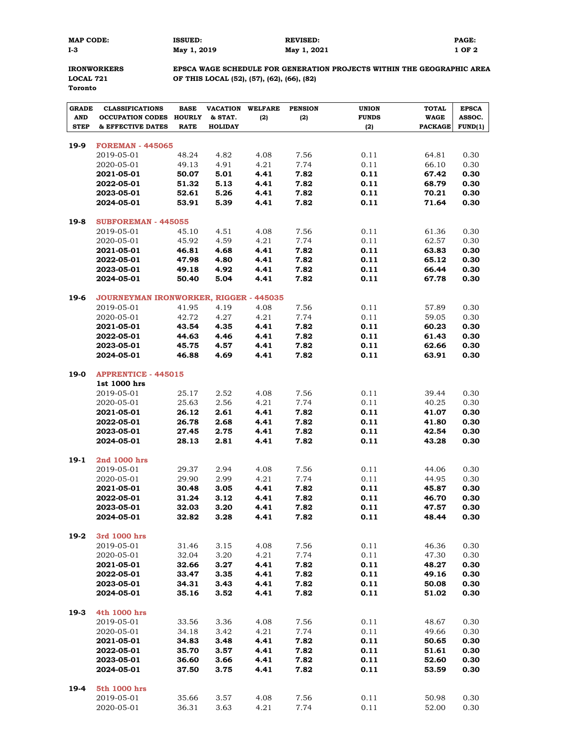| MAP CODE: | ISSUED: | REVISED: |
|---|---|---|
| I-3 | May 1, 2019 | May 1, 2021 |

**IRONWORKERS LOCAL 721 Toronto**

**EPSCA WAGE SCHEDULE FOR GENERATION PROJECTS WITHIN THE GEOGRAPHIC AREA OF THIS LOCAL (52), (57), (62), (66), (82)**

| GRADE AND STEP | CLASSIFICATIONS OCCUPATION CODES & EFFECTIVE DATES | BASE HOURLY RATE | VACATION & STAT. HOLIDAY | WELFARE (2) | PENSION (2) | UNION FUNDS (2) | TOTAL WAGE PACKAGE | EPSCA ASSOC. FUND(1) |
|---|---|---|---|---|---|---|---|---|
| 19-9 | **FOREMAN - 445065** | | | | | | | |
| | 2019-05-01 | 48.24 | 4.82 | 4.08 | 7.56 | 0.11 | 64.81 | 0.30 |
| | 2020-05-01 | 49.13 | 4.91 | 4.21 | 7.74 | 0.11 | 66.10 | 0.30 |
| | **2021-05-01** | **50.07** | **5.01** | **4.41** | **7.82** | **0.11** | **67.42** | **0.30** |
| | **2022-05-01** | **51.32** | **5.13** | **4.41** | **7.82** | **0.11** | **68.79** | **0.30** |
| | **2023-05-01** | **52.61** | **5.26** | **4.41** | **7.82** | **0.11** | **70.21** | **0.30** |
| | **2024-05-01** | **53.91** | **5.39** | **4.41** | **7.82** | **0.11** | **71.64** | **0.30** |
| 19-8 | **SUBFOREMAN - 445055** | | | | | | | |
| | 2019-05-01 | 45.10 | 4.51 | 4.08 | 7.56 | 0.11 | 61.36 | 0.30 |
| | 2020-05-01 | 45.92 | 4.59 | 4.21 | 7.74 | 0.11 | 62.57 | 0.30 |
| | **2021-05-01** | **46.81** | **4.68** | **4.41** | **7.82** | **0.11** | **63.83** | **0.30** |
| | **2022-05-01** | **47.98** | **4.80** | **4.41** | **7.82** | **0.11** | **65.12** | **0.30** |
| | **2023-05-01** | **49.18** | **4.92** | **4.41** | **7.82** | **0.11** | **66.44** | **0.30** |
| | **2024-05-01** | **50.40** | **5.04** | **4.41** | **7.82** | **0.11** | **67.78** | **0.30** |
| 19-6 | **JOURNEYMAN IRONWORKER, RIGGER - 445035** | | | | | | | |
| | 2019-05-01 | 41.95 | 4.19 | 4.08 | 7.56 | 0.11 | 57.89 | 0.30 |
| | 2020-05-01 | 42.72 | 4.27 | 4.21 | 7.74 | 0.11 | 59.05 | 0.30 |
| | **2021-05-01** | **43.54** | **4.35** | **4.41** | **7.82** | **0.11** | **60.23** | **0.30** |
| | **2022-05-01** | **44.63** | **4.46** | **4.41** | **7.82** | **0.11** | **61.43** | **0.30** |
| | **2023-05-01** | **45.75** | **4.57** | **4.41** | **7.82** | **0.11** | **62.66** | **0.30** |
| | **2024-05-01** | **46.88** | **4.69** | **4.41** | **7.82** | **0.11** | **63.91** | **0.30** |
| 19-0 | **APPRENTICE - 445015** | | | | | | | |
| | **1st 1000 hrs** | | | | | | | |
| | 2019-05-01 | 25.17 | 2.52 | 4.08 | 7.56 | 0.11 | 39.44 | 0.30 |
| | 2020-05-01 | 25.63 | 2.56 | 4.21 | 7.74 | 0.11 | 40.25 | 0.30 |
| | **2021-05-01** | **26.12** | **2.61** | **4.41** | **7.82** | **0.11** | **41.07** | **0.30** |
| | **2022-05-01** | **26.78** | **2.68** | **4.41** | **7.82** | **0.11** | **41.80** | **0.30** |
| | **2023-05-01** | **27.45** | **2.75** | **4.41** | **7.82** | **0.11** | **42.54** | **0.30** |
| | **2024-05-01** | **28.13** | **2.81** | **4.41** | **7.82** | **0.11** | **43.28** | **0.30** |
| 19-1 | **2nd 1000 hrs** | | | | | | | |
| | 2019-05-01 | 29.37 | 2.94 | 4.08 | 7.56 | 0.11 | 44.06 | 0.30 |
| | 2020-05-01 | 29.90 | 2.99 | 4.21 | 7.74 | 0.11 | 44.95 | 0.30 |
| | **2021-05-01** | **30.48** | **3.05** | **4.41** | **7.82** | **0.11** | **45.87** | **0.30** |
| | **2022-05-01** | **31.24** | **3.12** | **4.41** | **7.82** | **0.11** | **46.70** | **0.30** |
| | **2023-05-01** | **32.03** | **3.20** | **4.41** | **7.82** | **0.11** | **47.57** | **0.30** |
| | **2024-05-01** | **32.82** | **3.28** | **4.41** | **7.82** | **0.11** | **48.44** | **0.30** |
| 19-2 | **3rd 1000 hrs** | | | | | | | |
| | 2019-05-01 | 31.46 | 3.15 | 4.08 | 7.56 | 0.11 | 46.36 | 0.30 |
| | 2020-05-01 | 32.04 | 3.20 | 4.21 | 7.74 | 0.11 | 47.30 | 0.30 |
| | **2021-05-01** | **32.66** | **3.27** | **4.41** | **7.82** | **0.11** | **48.27** | **0.30** |
| | **2022-05-01** | **33.47** | **3.35** | **4.41** | **7.82** | **0.11** | **49.16** | **0.30** |
| | **2023-05-01** | **34.31** | **3.43** | **4.41** | **7.82** | **0.11** | **50.08** | **0.30** |
| | **2024-05-01** | **35.16** | **3.52** | **4.41** | **7.82** | **0.11** | **51.02** | **0.30** |
| 19-3 | **4th 1000 hrs** | | | | | | | |
| | 2019-05-01 | 33.56 | 3.36 | 4.08 | 7.56 | 0.11 | 48.67 | 0.30 |
| | 2020-05-01 | 34.18 | 3.42 | 4.21 | 7.74 | 0.11 | 49.66 | 0.30 |
| | **2021-05-01** | **34.83** | **3.48** | **4.41** | **7.82** | **0.11** | **50.65** | **0.30** |
| | **2022-05-01** | **35.70** | **3.57** | **4.41** | **7.82** | **0.11** | **51.61** | **0.30** |
| | **2023-05-01** | **36.60** | **3.66** | **4.41** | **7.82** | **0.11** | **52.60** | **0.30** |
| | **2024-05-01** | **37.50** | **3.75** | **4.41** | **7.82** | **0.11** | **53.59** | **0.30** |
| 19-4 | **5th 1000 hrs** | | | | | | | |
| | 2019-05-01 | 35.66 | 3.57 | 4.08 | 7.56 | 0.11 | 50.98 | 0.30 |
| | 2020-05-01 | 36.31 | 3.63 | 4.21 | 7.74 | 0.11 | 52.00 | 0.30 |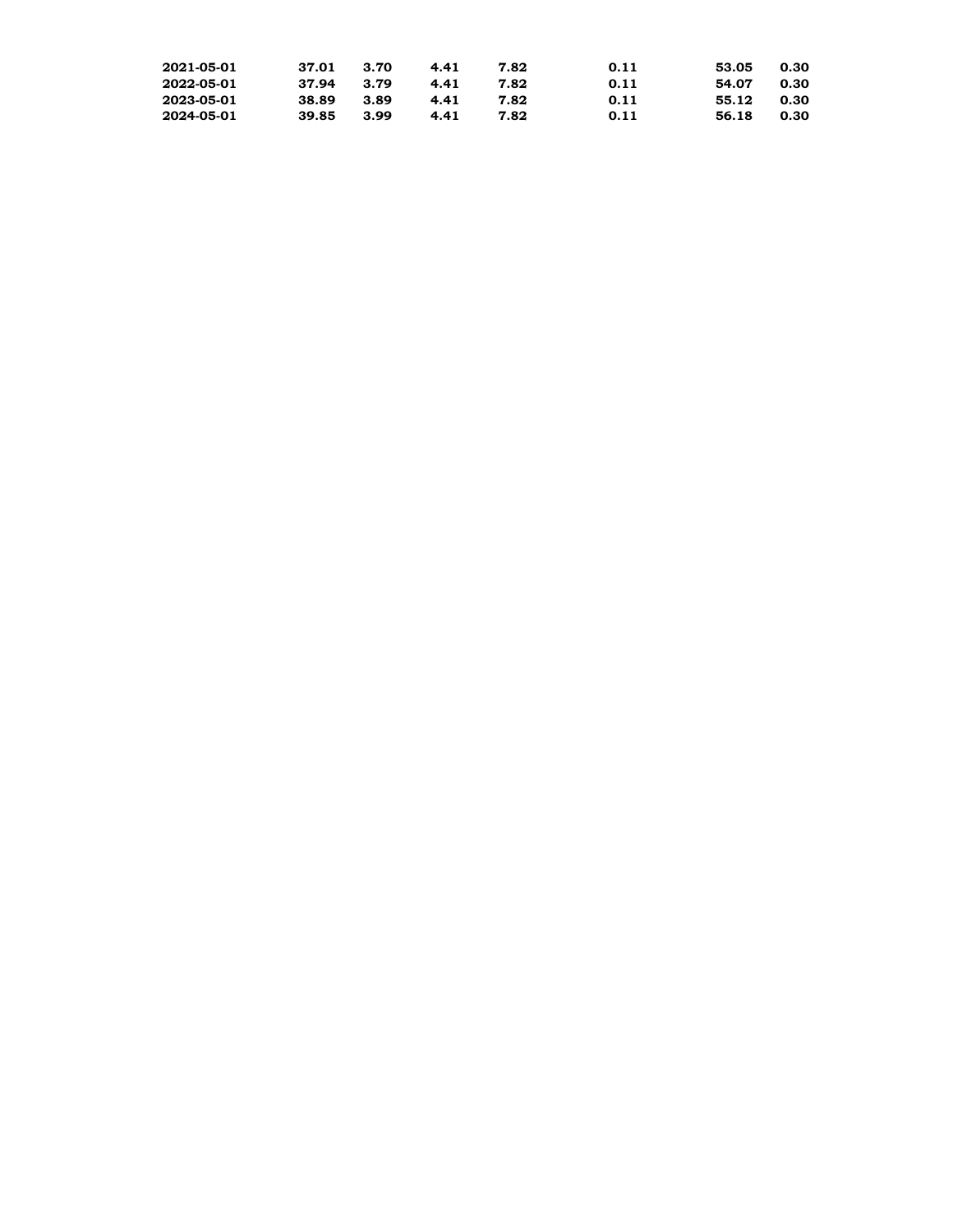| | | | | | | | |
|---|---|---|---|---|---|---|---|
| 2021-05-01 | 37.01 | 3.70 | 4.41 | 7.82 | 0.11 | 53.05 | 0.30 |
| 2022-05-01 | 37.94 | 3.79 | 4.41 | 7.82 | 0.11 | 54.07 | 0.30 |
| 2023-05-01 | 38.89 | 3.89 | 4.41 | 7.82 | 0.11 | 55.12 | 0.30 |
| 2024-05-01 | 39.85 | 3.99 | 4.41 | 7.82 | 0.11 | 56.18 | 0.30 |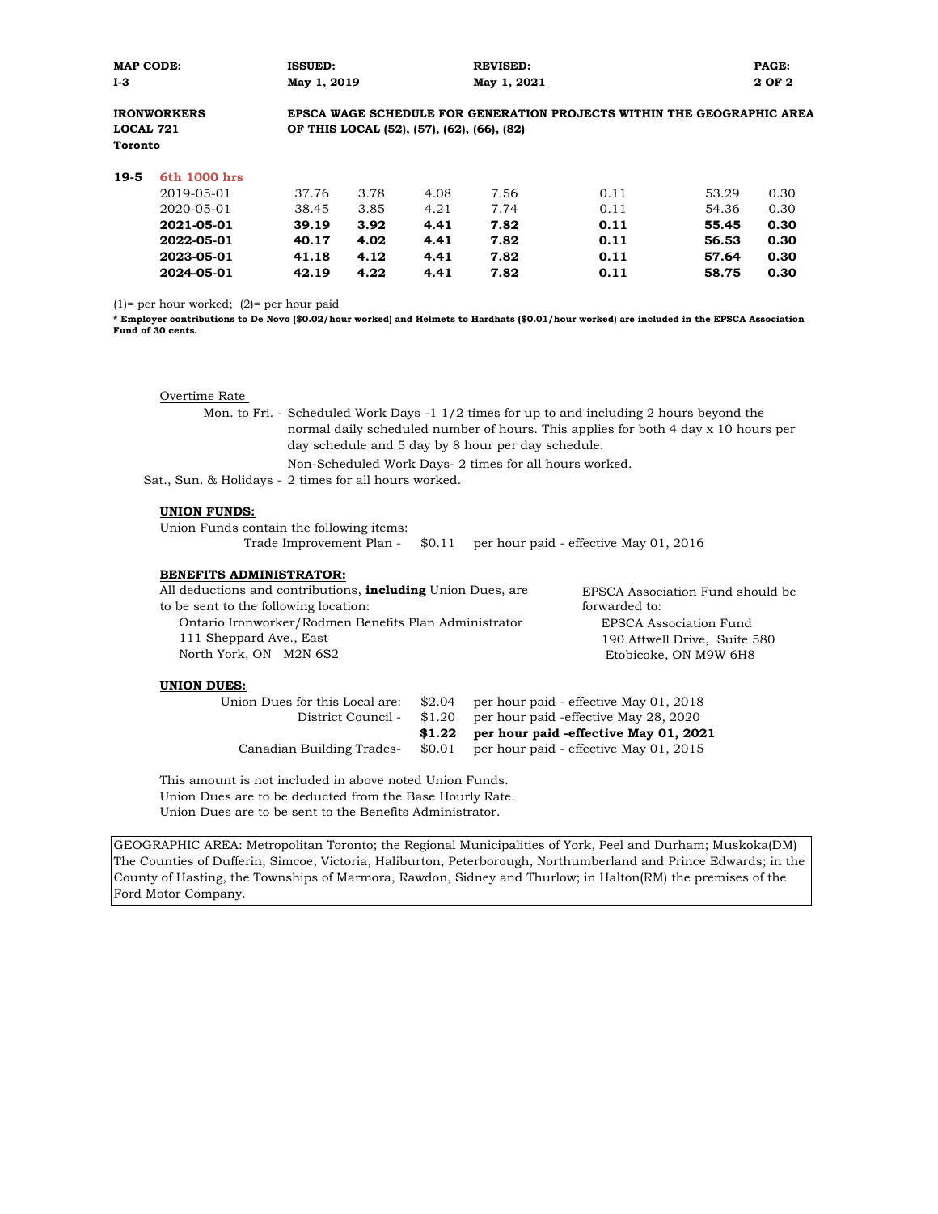| MAP CODE: | ISSUED: | REVISED: | PAGE: |
|---|---|---|---|
| I-3 | May 1, 2019 | May 1, 2021 | 2 OF 2 |

**IRONWORKERS**
**LOCAL 721**
**Toronto**

**EPSCA WAGE SCHEDULE FOR GENERATION PROJECTS WITHIN THE GEOGRAPHIC AREA OF THIS LOCAL (52), (57), (62), (66), (82)**

| | | | | | | | | |
|---|---|---|---|---|---|---|---|---|
| **19-5** | **6th 1000 hrs** | | | | | | | |
| | 2019-05-01 | 37.76 | 3.78 | 4.08 | 7.56 | 0.11 | 53.29 | 0.30 |
| | 2020-05-01 | 38.45 | 3.85 | 4.21 | 7.74 | 0.11 | 54.36 | 0.30 |
| | **2021-05-01** | **39.19** | **3.92** | **4.41** | **7.82** | **0.11** | **55.45** | **0.30** |
| | **2022-05-01** | **40.17** | **4.02** | **4.41** | **7.82** | **0.11** | **56.53** | **0.30** |
| | **2023-05-01** | **41.18** | **4.12** | **4.41** | **7.82** | **0.11** | **57.64** | **0.30** |
| | **2024-05-01** | **42.19** | **4.22** | **4.41** | **7.82** | **0.11** | **58.75** | **0.30** |

(1)= per hour worked; (2)= per hour paid

**\* Employer contributions to De Novo ($0.02/hour worked) and Helmets to Hardhats ($0.01/hour worked) are included in the EPSCA Association Fund of 30 cents.**

Overtime Rate

Mon. to Fri. - Scheduled Work Days -1 1/2 times for up to and including 2 hours beyond the normal daily scheduled number of hours. This applies for both 4 day x 10 hours per day schedule and 5 day by 8 hour per day schedule.

Non-Scheduled Work Days- 2 times for all hours worked.

Sat., Sun. & Holidays - 2 times for all hours worked.

**UNION FUNDS:**

Union Funds contain the following items:

Trade Improvement Plan - $0.11 per hour paid - effective May 01, 2016

**BENEFITS ADMINISTRATOR:**

All deductions and contributions, **including** Union Dues, are to be sent to the following location:

Ontario Ironworker/Rodmen Benefits Plan Administrator
111 Sheppard Ave., East
North York, ON M2N 6S2

EPSCA Association Fund should be forwarded to:

EPSCA Association Fund
190 Attwell Drive, Suite 580
Etobicoke, ON M9W 6H8

**UNION DUES:**

| | | |
|---|---|---|
| Union Dues for this Local are: | $2.04 | per hour paid - effective May 01, 2018 |
| District Council - | $1.20 | per hour paid -effective May 28, 2020 |
| | **$1.22** | **per hour paid -effective May 01, 2021** |
| Canadian Building Trades- | $0.01 | per hour paid - effective May 01, 2015 |

This amount is not included in above noted Union Funds.
Union Dues are to be deducted from the Base Hourly Rate.
Union Dues are to be sent to the Benefits Administrator.

GEOGRAPHIC AREA: Metropolitan Toronto; the Regional Municipalities of York, Peel and Durham; Muskoka(DM) The Counties of Dufferin, Simcoe, Victoria, Haliburton, Peterborough, Northumberland and Prince Edwards; in the County of Hasting, the Townships of Marmora, Rawdon, Sidney and Thurlow; in Halton(RM) the premises of the Ford Motor Company.